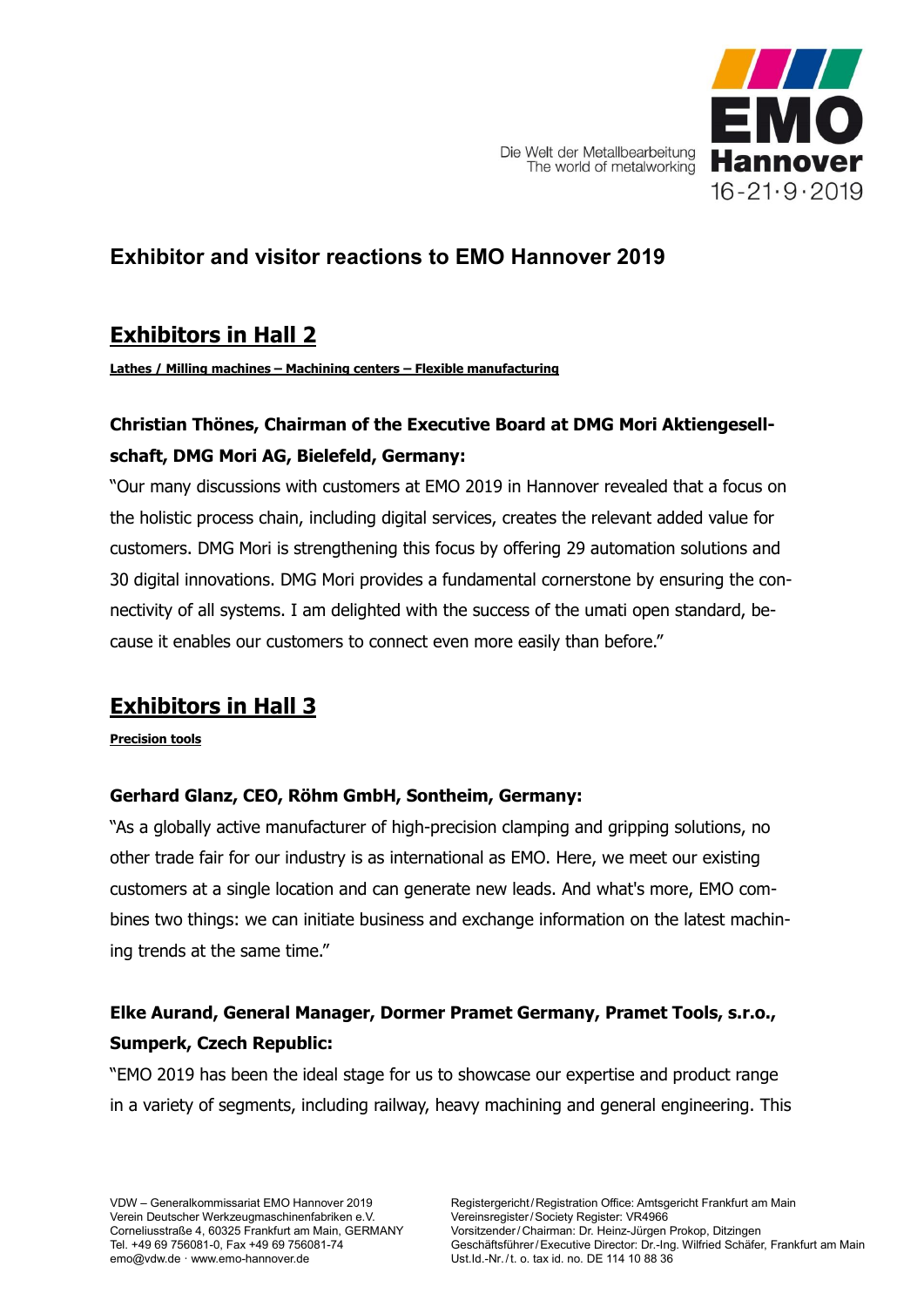# Exhibitor and visitor reactions to EMO Hannover 2019

## Exhibitors in Hall 2

**Lathes / Milling machines – Machining centers – Flexible manufacturing**

### Christian Thönes, Chairman of the Executive Board at DMG Mori Aktiengesellschaft, DMG Mori AG, Bielefeld, Germany:

"Our many discussions with customers at EMO 2019 in Hannover revealed that a focus on the holistic process chain, including digital services, creates the relevant added value for customers. DMG Mori is strengthening this focus by offering 29 automation solutions and 30 digital innovations. DMG Mori provides a fundamental cornerstone by ensuring the connectivity of all systems. I am delighted with the success of the umati open standard, because it enables our customers to connect even more easily than before."

## Exhibitors in Hall 3

**Precision tools**

### Gerhard Glanz, CEO, Röhm GmbH, Sontheim, Germany:

"As a globally active manufacturer of high-precision clamping and gripping solutions, no other trade fair for our industry is as international as EMO. Here, we meet our existing customers at a single location and can generate new leads. And what's more, EMO combines two things: we can initiate business and exchange information on the latest machining trends at the same time."

### Elke Aurand, General Manager, Dormer Pramet Germany, Pramet Tools, s.r.o., Sumperk, Czech Republic:

"EMO 2019 has been the ideal stage for us to showcase our expertise and product range in a variety of segments, including railway, heavy machining and general engineering. This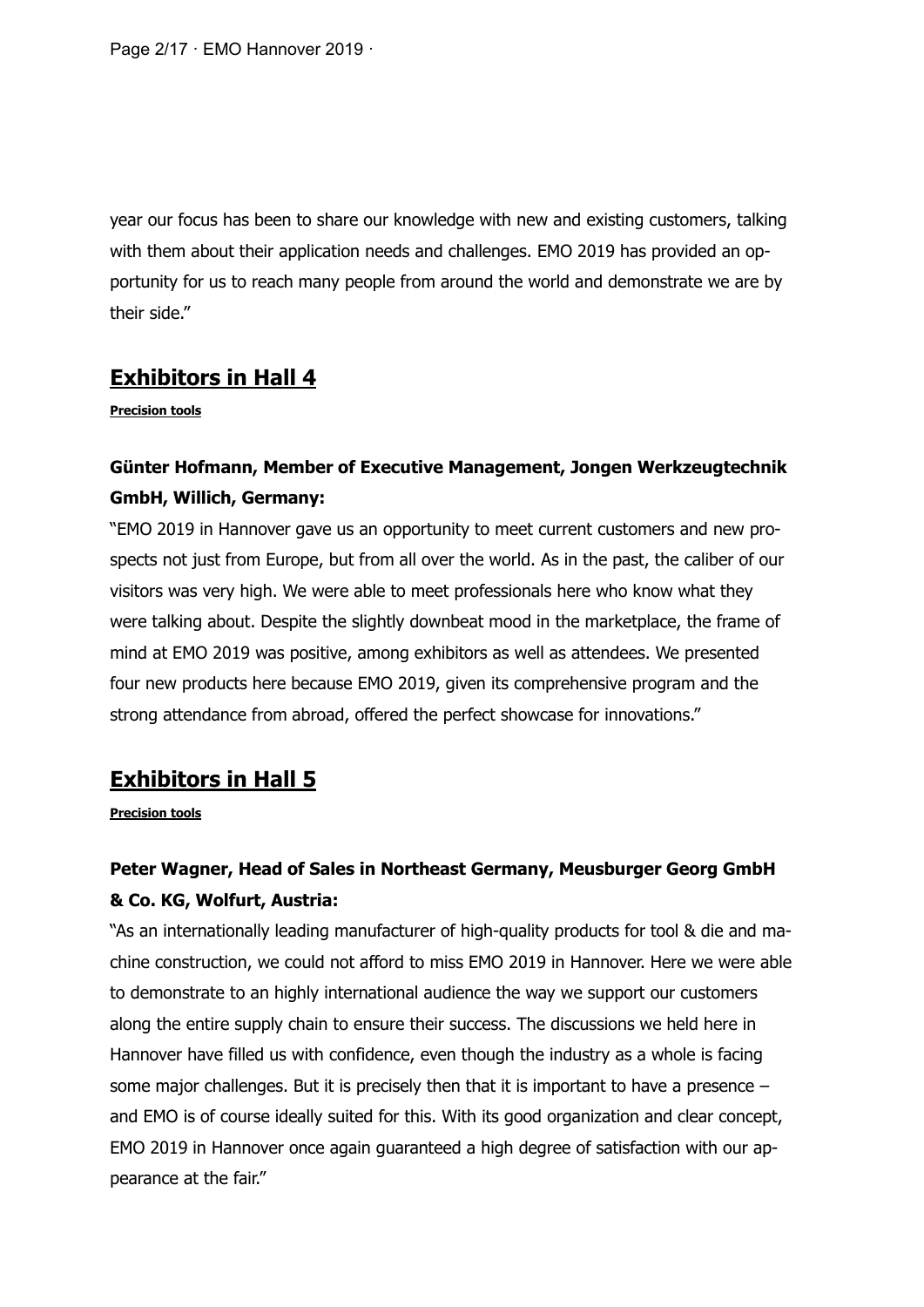year our focus has been to share our knowledge with new and existing customers, talking with them about their application needs and challenges. EMO 2019 has provided an opportunity for us to reach many people from around the world and demonstrate we are by their side."

## Exhibitors in Hall 4

**Precision tools**

**Günter Hofmann, Member of Executive Management, Jongen Werkzeugtechnik GmbH, Willich, Germany:**

"EMO 2019 in Hannover gave us an opportunity to meet current customers and new prospects not just from Europe, but from all over the world. As in the past, the caliber of our visitors was very high. We were able to meet professionals here who know what they were talking about. Despite the slightly downbeat mood in the marketplace, the frame of mind at EMO 2019 was positive, among exhibitors as well as attendees. We presented four new products here because EMO 2019, given its comprehensive program and the strong attendance from abroad, offered the perfect showcase for innovations."

## Exhibitors in Hall 5

**Precision tools**

**Peter Wagner, Head of Sales in Northeast Germany, Meusburger Georg GmbH & Co. KG, Wolfurt, Austria:**

"As an internationally leading manufacturer of high-quality products for tool & die and machine construction, we could not afford to miss EMO 2019 in Hannover. Here we were able to demonstrate to an highly international audience the way we support our customers along the entire supply chain to ensure their success. The discussions we held here in Hannover have filled us with confidence, even though the industry as a whole is facing some major challenges. But it is precisely then that it is important to have a presence – and EMO is of course ideally suited for this. With its good organization and clear concept, EMO 2019 in Hannover once again guaranteed a high degree of satisfaction with our appearance at the fair."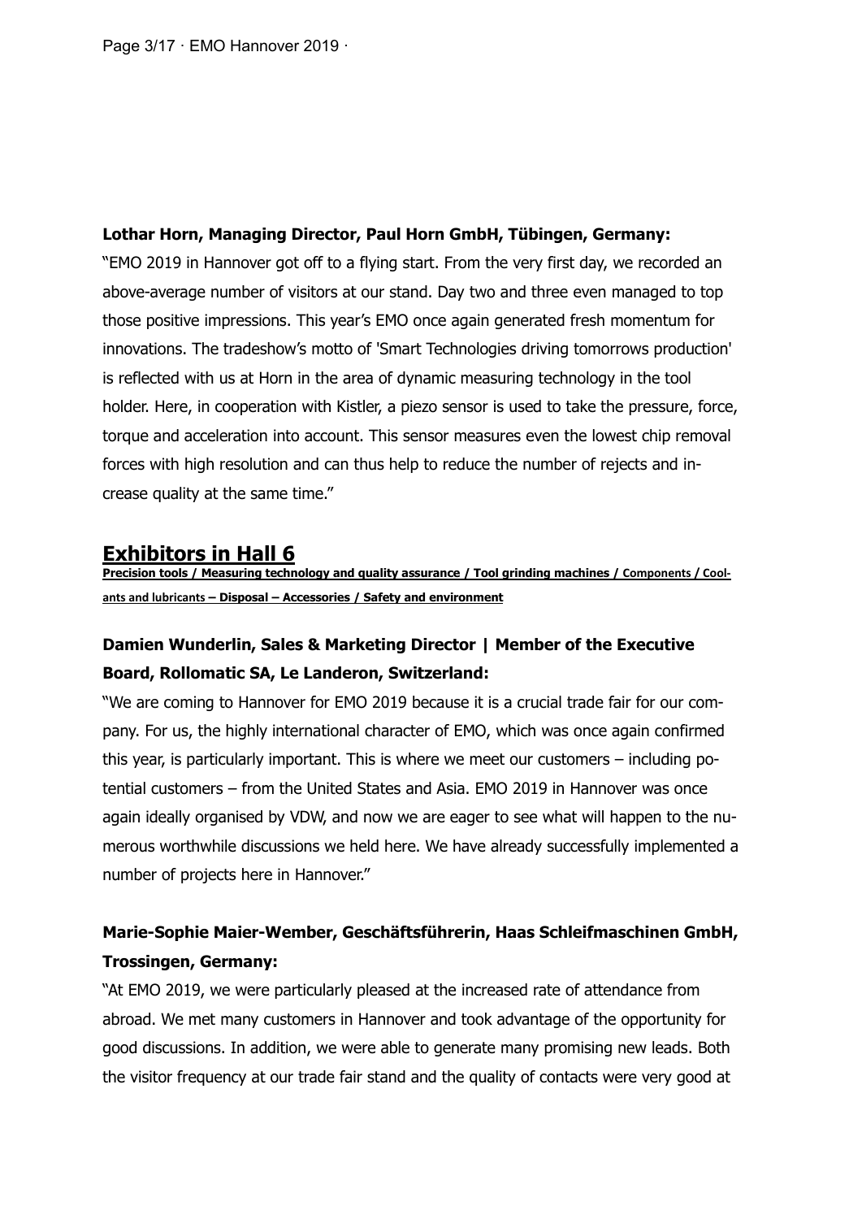**Lothar Horn, Managing Director, Paul Horn GmbH, Tübingen, Germany:**

"EMO 2019 in Hannover got off to a flying start. From the very first day, we recorded an above-average number of visitors at our stand. Day two and three even managed to top those positive impressions. This year's EMO once again generated fresh momentum for innovations. The tradeshow's motto of 'Smart Technologies driving tomorrows production' is reflected with us at Horn in the area of dynamic measuring technology in the tool holder. Here, in cooperation with Kistler, a piezo sensor is used to take the pressure, force, torque and acceleration into account. This sensor measures even the lowest chip removal forces with high resolution and can thus help to reduce the number of rejects and increase quality at the same time."

## Exhibitors in Hall 6

**Precision tools / Measuring technology and quality assurance / Tool grinding machines / Components / Coolants and lubricants – Disposal – Accessories / Safety and environment**

**Damien Wunderlin, Sales & Marketing Director | Member of the Executive Board, Rollomatic SA, Le Landeron, Switzerland:**

"We are coming to Hannover for EMO 2019 because it is a crucial trade fair for our company. For us, the highly international character of EMO, which was once again confirmed this year, is particularly important. This is where we meet our customers – including potential customers – from the United States and Asia. EMO 2019 in Hannover was once again ideally organised by VDW, and now we are eager to see what will happen to the numerous worthwhile discussions we held here. We have already successfully implemented a number of projects here in Hannover."

**Marie-Sophie Maier-Wember, Geschäftsführerin, Haas Schleifmaschinen GmbH, Trossingen, Germany:**

"At EMO 2019, we were particularly pleased at the increased rate of attendance from abroad. We met many customers in Hannover and took advantage of the opportunity for good discussions. In addition, we were able to generate many promising new leads. Both the visitor frequency at our trade fair stand and the quality of contacts were very good at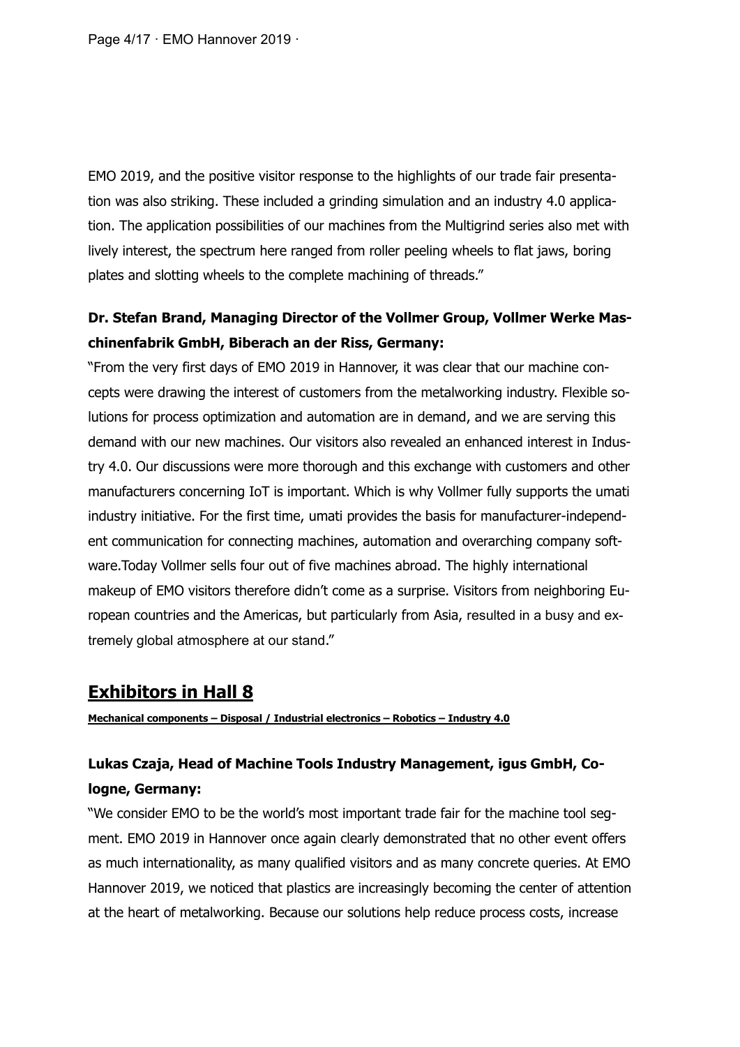EMO 2019, and the positive visitor response to the highlights of our trade fair presentation was also striking. These included a grinding simulation and an industry 4.0 application. The application possibilities of our machines from the Multigrind series also met with lively interest, the spectrum here ranged from roller peeling wheels to flat jaws, boring plates and slotting wheels to the complete machining of threads."

**Dr. Stefan Brand, Managing Director of the Vollmer Group, Vollmer Werke Maschinenfabrik GmbH, Biberach an der Riss, Germany:**

"From the very first days of EMO 2019 in Hannover, it was clear that our machine concepts were drawing the interest of customers from the metalworking industry. Flexible solutions for process optimization and automation are in demand, and we are serving this demand with our new machines. Our visitors also revealed an enhanced interest in Industry 4.0. Our discussions were more thorough and this exchange with customers and other manufacturers concerning IoT is important. Which is why Vollmer fully supports the umati industry initiative. For the first time, umati provides the basis for manufacturer-independent communication for connecting machines, automation and overarching company software.Today Vollmer sells four out of five machines abroad. The highly international makeup of EMO visitors therefore didn't come as a surprise. Visitors from neighboring European countries and the Americas, but particularly from Asia, resulted in a busy and extremely global atmosphere at our stand."

## Exhibitors in Hall 8

**Mechanical components – Disposal / Industrial electronics – Robotics – Industry 4.0**

**Lukas Czaja, Head of Machine Tools Industry Management, igus GmbH, Cologne, Germany:**

"We consider EMO to be the world's most important trade fair for the machine tool segment. EMO 2019 in Hannover once again clearly demonstrated that no other event offers as much internationality, as many qualified visitors and as many concrete queries. At EMO Hannover 2019, we noticed that plastics are increasingly becoming the center of attention at the heart of metalworking. Because our solutions help reduce process costs, increase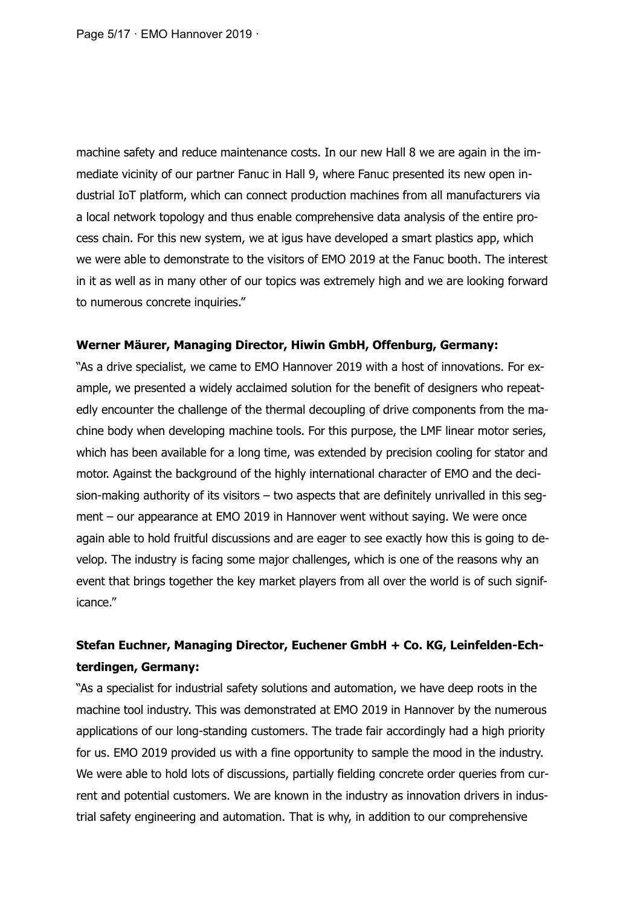machine safety and reduce maintenance costs. In our new Hall 8 we are again in the immediate vicinity of our partner Fanuc in Hall 9, where Fanuc presented its new open industrial IoT platform, which can connect production machines from all manufacturers via a local network topology and thus enable comprehensive data analysis of the entire process chain. For this new system, we at igus have developed a smart plastics app, which we were able to demonstrate to the visitors of EMO 2019 at the Fanuc booth. The interest in it as well as in many other of our topics was extremely high and we are looking forward to numerous concrete inquiries."

**Werner Mäurer, Managing Director, Hiwin GmbH, Offenburg, Germany:**

"As a drive specialist, we came to EMO Hannover 2019 with a host of innovations. For example, we presented a widely acclaimed solution for the benefit of designers who repeatedly encounter the challenge of the thermal decoupling of drive components from the machine body when developing machine tools. For this purpose, the LMF linear motor series, which has been available for a long time, was extended by precision cooling for stator and motor. Against the background of the highly international character of EMO and the decision-making authority of its visitors – two aspects that are definitely unrivalled in this segment – our appearance at EMO 2019 in Hannover went without saying. We were once again able to hold fruitful discussions and are eager to see exactly how this is going to develop. The industry is facing some major challenges, which is one of the reasons why an event that brings together the key market players from all over the world is of such significance."

**Stefan Euchner, Managing Director, Euchener GmbH + Co. KG, Leinfelden-Echterdingen, Germany:**

"As a specialist for industrial safety solutions and automation, we have deep roots in the machine tool industry. This was demonstrated at EMO 2019 in Hannover by the numerous applications of our long-standing customers. The trade fair accordingly had a high priority for us. EMO 2019 provided us with a fine opportunity to sample the mood in the industry. We were able to hold lots of discussions, partially fielding concrete order queries from current and potential customers. We are known in the industry as innovation drivers in industrial safety engineering and automation. That is why, in addition to our comprehensive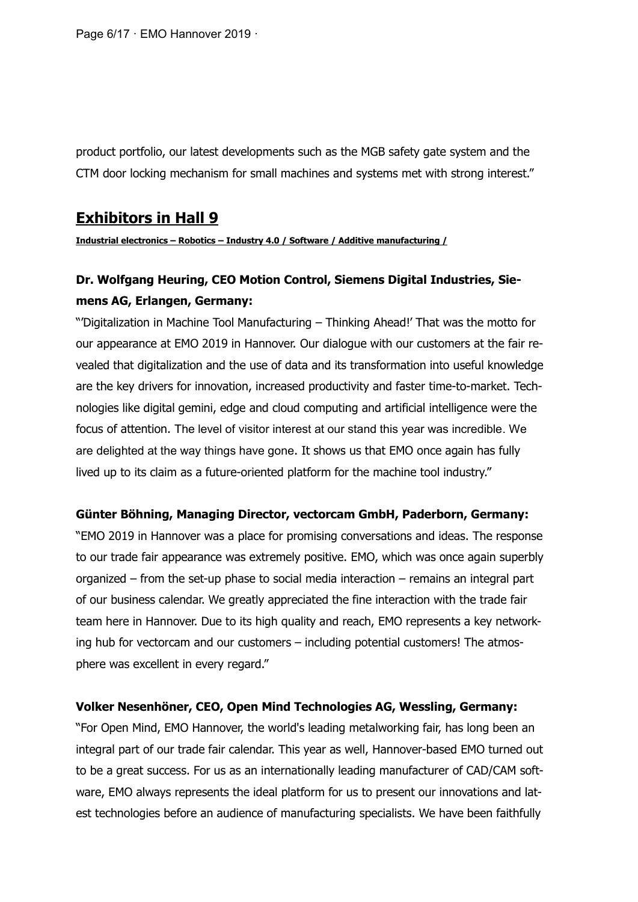product portfolio, our latest developments such as the MGB safety gate system and the CTM door locking mechanism for small machines and systems met with strong interest."

## Exhibitors in Hall 9

**Industrial electronics – Robotics – Industry 4.0 / Software / Additive manufacturing /**

### Dr. Wolfgang Heuring, CEO Motion Control, Siemens Digital Industries, Siemens AG, Erlangen, Germany:

"'Digitalization in Machine Tool Manufacturing – Thinking Ahead!' That was the motto for our appearance at EMO 2019 in Hannover. Our dialogue with our customers at the fair revealed that digitalization and the use of data and its transformation into useful knowledge are the key drivers for innovation, increased productivity and faster time-to-market. Technologies like digital gemini, edge and cloud computing and artificial intelligence were the focus of attention. The level of visitor interest at our stand this year was incredible. We are delighted at the way things have gone. It shows us that EMO once again has fully lived up to its claim as a future-oriented platform for the machine tool industry."

**Günter Böhning, Managing Director, vectorcam GmbH, Paderborn, Germany:**

"EMO 2019 in Hannover was a place for promising conversations and ideas. The response to our trade fair appearance was extremely positive. EMO, which was once again superbly organized – from the set-up phase to social media interaction – remains an integral part of our business calendar. We greatly appreciated the fine interaction with the trade fair team here in Hannover. Due to its high quality and reach, EMO represents a key networking hub for vectorcam and our customers – including potential customers! The atmosphere was excellent in every regard."

**Volker Nesenhöner, CEO, Open Mind Technologies AG, Wessling, Germany:**

"For Open Mind, EMO Hannover, the world's leading metalworking fair, has long been an integral part of our trade fair calendar. This year as well, Hannover-based EMO turned out to be a great success. For us as an internationally leading manufacturer of CAD/CAM software, EMO always represents the ideal platform for us to present our innovations and latest technologies before an audience of manufacturing specialists. We have been faithfully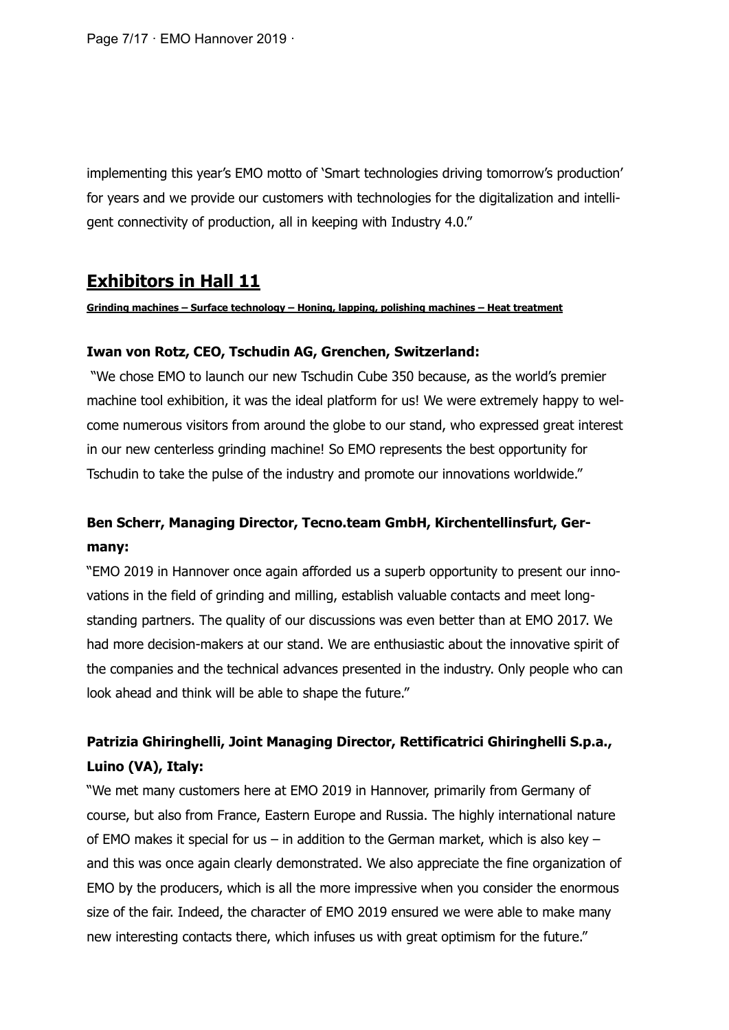implementing this year's EMO motto of 'Smart technologies driving tomorrow's production' for years and we provide our customers with technologies for the digitalization and intelligent connectivity of production, all in keeping with Industry 4.0."

## Exhibitors in Hall 11

**Grinding machines – Surface technology – Honing, lapping, polishing machines – Heat treatment**

**Iwan von Rotz, CEO, Tschudin AG, Grenchen, Switzerland:**

"We chose EMO to launch our new Tschudin Cube 350 because, as the world's premier machine tool exhibition, it was the ideal platform for us! We were extremely happy to welcome numerous visitors from around the globe to our stand, who expressed great interest in our new centerless grinding machine! So EMO represents the best opportunity for Tschudin to take the pulse of the industry and promote our innovations worldwide."

**Ben Scherr, Managing Director, Tecno.team GmbH, Kirchentellinsfurt, Germany:**

"EMO 2019 in Hannover once again afforded us a superb opportunity to present our innovations in the field of grinding and milling, establish valuable contacts and meet longstanding partners. The quality of our discussions was even better than at EMO 2017. We had more decision-makers at our stand. We are enthusiastic about the innovative spirit of the companies and the technical advances presented in the industry. Only people who can look ahead and think will be able to shape the future."

**Patrizia Ghiringhelli, Joint Managing Director, Rettificatrici Ghiringhelli S.p.a., Luino (VA), Italy:**

"We met many customers here at EMO 2019 in Hannover, primarily from Germany of course, but also from France, Eastern Europe and Russia. The highly international nature of EMO makes it special for us – in addition to the German market, which is also key – and this was once again clearly demonstrated. We also appreciate the fine organization of EMO by the producers, which is all the more impressive when you consider the enormous size of the fair. Indeed, the character of EMO 2019 ensured we were able to make many new interesting contacts there, which infuses us with great optimism for the future."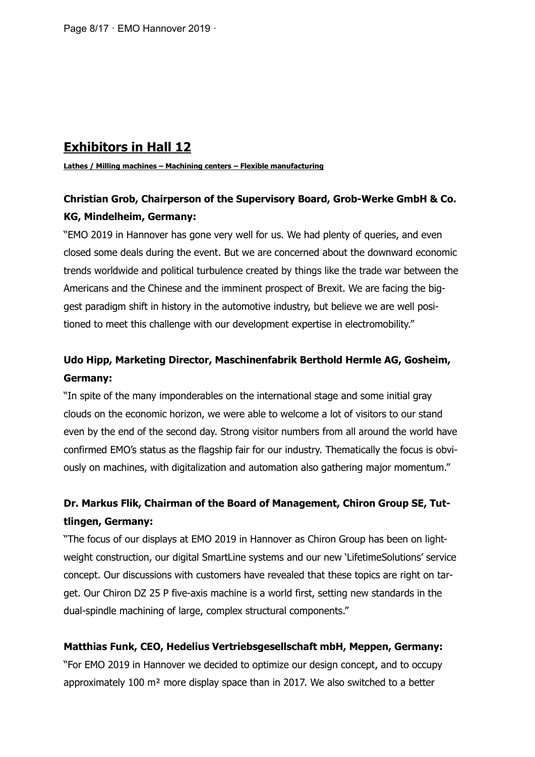## Exhibitors in Hall 12

**Lathes / Milling machines – Machining centers – Flexible manufacturing**

**Christian Grob, Chairperson of the Supervisory Board, Grob-Werke GmbH & Co. KG, Mindelheim, Germany:**

"EMO 2019 in Hannover has gone very well for us. We had plenty of queries, and even closed some deals during the event. But we are concerned about the downward economic trends worldwide and political turbulence created by things like the trade war between the Americans and the Chinese and the imminent prospect of Brexit. We are facing the biggest paradigm shift in history in the automotive industry, but believe we are well positioned to meet this challenge with our development expertise in electromobility."

**Udo Hipp, Marketing Director, Maschinenfabrik Berthold Hermle AG, Gosheim, Germany:**

"In spite of the many imponderables on the international stage and some initial gray clouds on the economic horizon, we were able to welcome a lot of visitors to our stand even by the end of the second day. Strong visitor numbers from all around the world have confirmed EMO's status as the flagship fair for our industry. Thematically the focus is obviously on machines, with digitalization and automation also gathering major momentum."

**Dr. Markus Flik, Chairman of the Board of Management, Chiron Group SE, Tuttlingen, Germany:**

"The focus of our displays at EMO 2019 in Hannover as Chiron Group has been on lightweight construction, our digital SmartLine systems and our new 'LifetimeSolutions' service concept. Our discussions with customers have revealed that these topics are right on target. Our Chiron DZ 25 P five-axis machine is a world first, setting new standards in the dual-spindle machining of large, complex structural components."

**Matthias Funk, CEO, Hedelius Vertriebsgesellschaft mbH, Meppen, Germany:**

"For EMO 2019 in Hannover we decided to optimize our design concept, and to occupy approximately 100 m² more display space than in 2017. We also switched to a better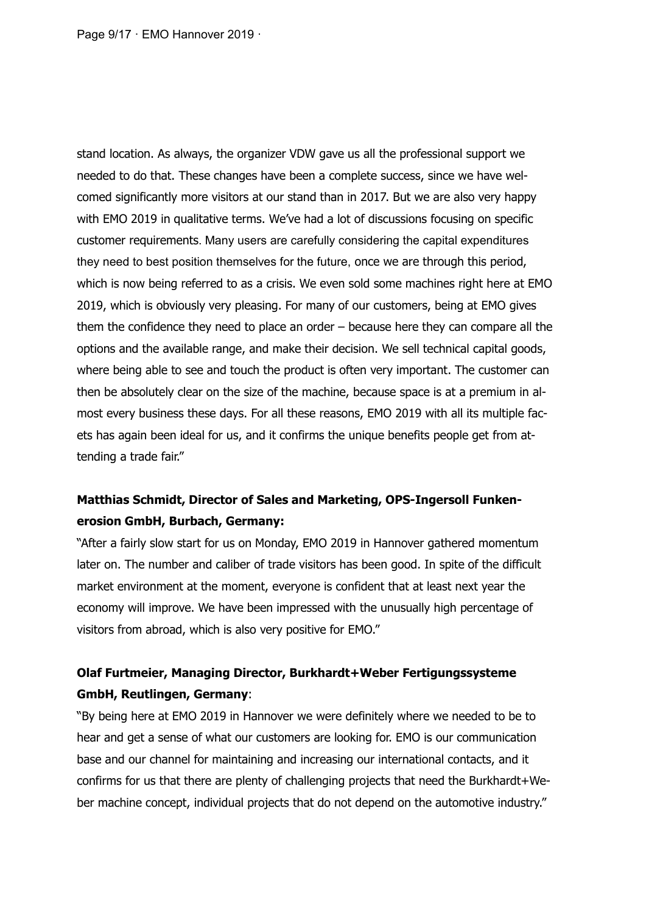stand location. As always, the organizer VDW gave us all the professional support we needed to do that. These changes have been a complete success, since we have welcomed significantly more visitors at our stand than in 2017. But we are also very happy with EMO 2019 in qualitative terms. We've had a lot of discussions focusing on specific customer requirements. Many users are carefully considering the capital expenditures they need to best position themselves for the future, once we are through this period, which is now being referred to as a crisis. We even sold some machines right here at EMO 2019, which is obviously very pleasing. For many of our customers, being at EMO gives them the confidence they need to place an order – because here they can compare all the options and the available range, and make their decision. We sell technical capital goods, where being able to see and touch the product is often very important. The customer can then be absolutely clear on the size of the machine, because space is at a premium in almost every business these days. For all these reasons, EMO 2019 with all its multiple facets has again been ideal for us, and it confirms the unique benefits people get from attending a trade fair."

**Matthias Schmidt, Director of Sales and Marketing, OPS-Ingersoll Funkenerosion GmbH, Burbach, Germany:**

"After a fairly slow start for us on Monday, EMO 2019 in Hannover gathered momentum later on. The number and caliber of trade visitors has been good. In spite of the difficult market environment at the moment, everyone is confident that at least next year the economy will improve. We have been impressed with the unusually high percentage of visitors from abroad, which is also very positive for EMO."

**Olaf Furtmeier, Managing Director, Burkhardt+Weber Fertigungssysteme GmbH, Reutlingen, Germany**:

"By being here at EMO 2019 in Hannover we were definitely where we needed to be to hear and get a sense of what our customers are looking for. EMO is our communication base and our channel for maintaining and increasing our international contacts, and it confirms for us that there are plenty of challenging projects that need the Burkhardt+Weber machine concept, individual projects that do not depend on the automotive industry."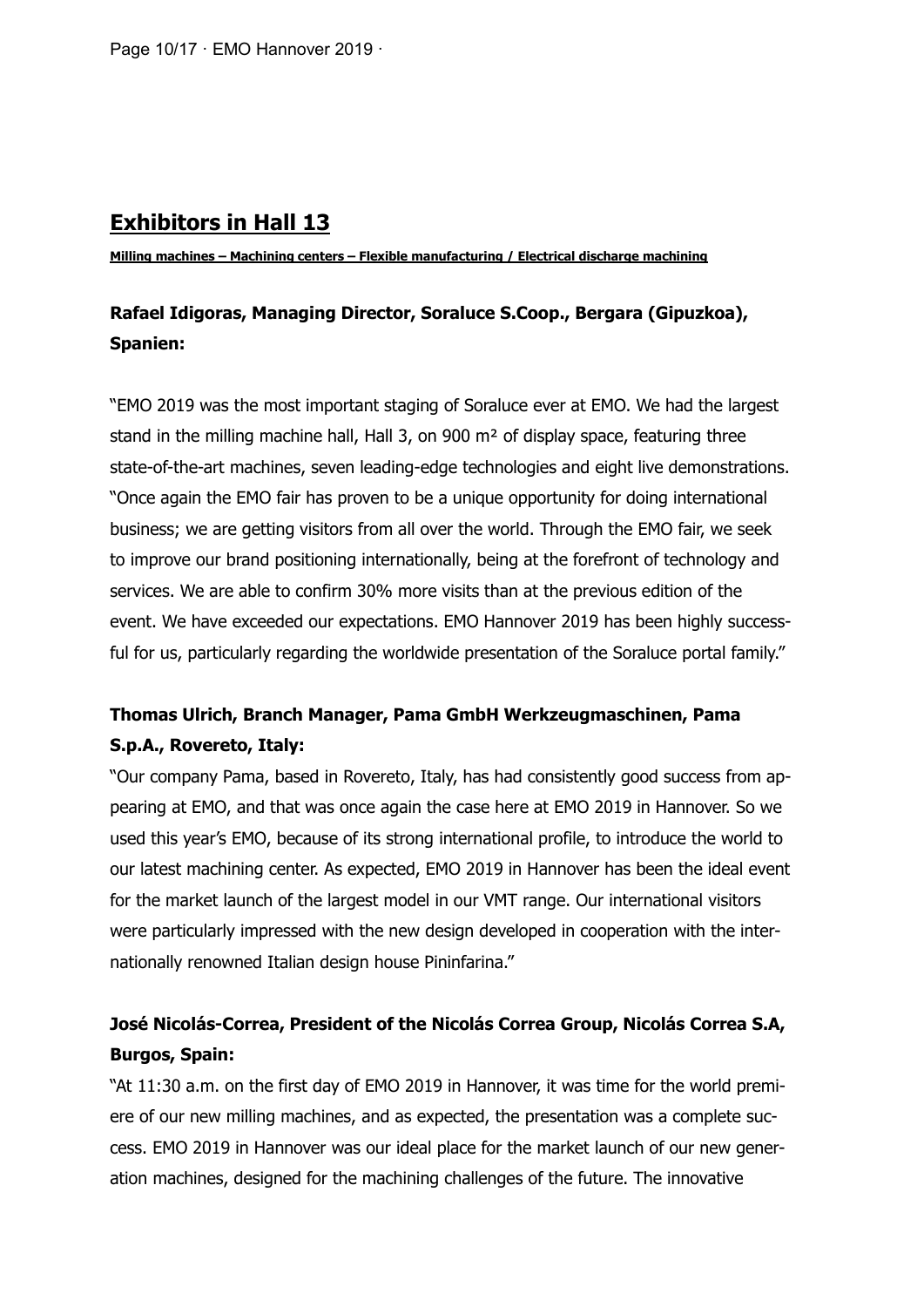## Exhibitors in Hall 13

**Milling machines – Machining centers – Flexible manufacturing / Electrical discharge machining**

### Rafael Idigoras, Managing Director, Soraluce S.Coop., Bergara (Gipuzkoa), Spanien:

"EMO 2019 was the most important staging of Soraluce ever at EMO. We had the largest stand in the milling machine hall, Hall 3, on 900 m² of display space, featuring three state-of-the-art machines, seven leading-edge technologies and eight live demonstrations. "Once again the EMO fair has proven to be a unique opportunity for doing international business; we are getting visitors from all over the world. Through the EMO fair, we seek to improve our brand positioning internationally, being at the forefront of technology and services. We are able to confirm 30% more visits than at the previous edition of the event. We have exceeded our expectations. EMO Hannover 2019 has been highly successful for us, particularly regarding the worldwide presentation of the Soraluce portal family."

### Thomas Ulrich, Branch Manager, Pama GmbH Werkzeugmaschinen, Pama S.p.A., Rovereto, Italy:

"Our company Pama, based in Rovereto, Italy, has had consistently good success from appearing at EMO, and that was once again the case here at EMO 2019 in Hannover. So we used this year's EMO, because of its strong international profile, to introduce the world to our latest machining center. As expected, EMO 2019 in Hannover has been the ideal event for the market launch of the largest model in our VMT range. Our international visitors were particularly impressed with the new design developed in cooperation with the internationally renowned Italian design house Pininfarina."

### José Nicolás-Correa, President of the Nicolás Correa Group, Nicolás Correa S.A, Burgos, Spain:

"At 11:30 a.m. on the first day of EMO 2019 in Hannover, it was time for the world premiere of our new milling machines, and as expected, the presentation was a complete success. EMO 2019 in Hannover was our ideal place for the market launch of our new generation machines, designed for the machining challenges of the future. The innovative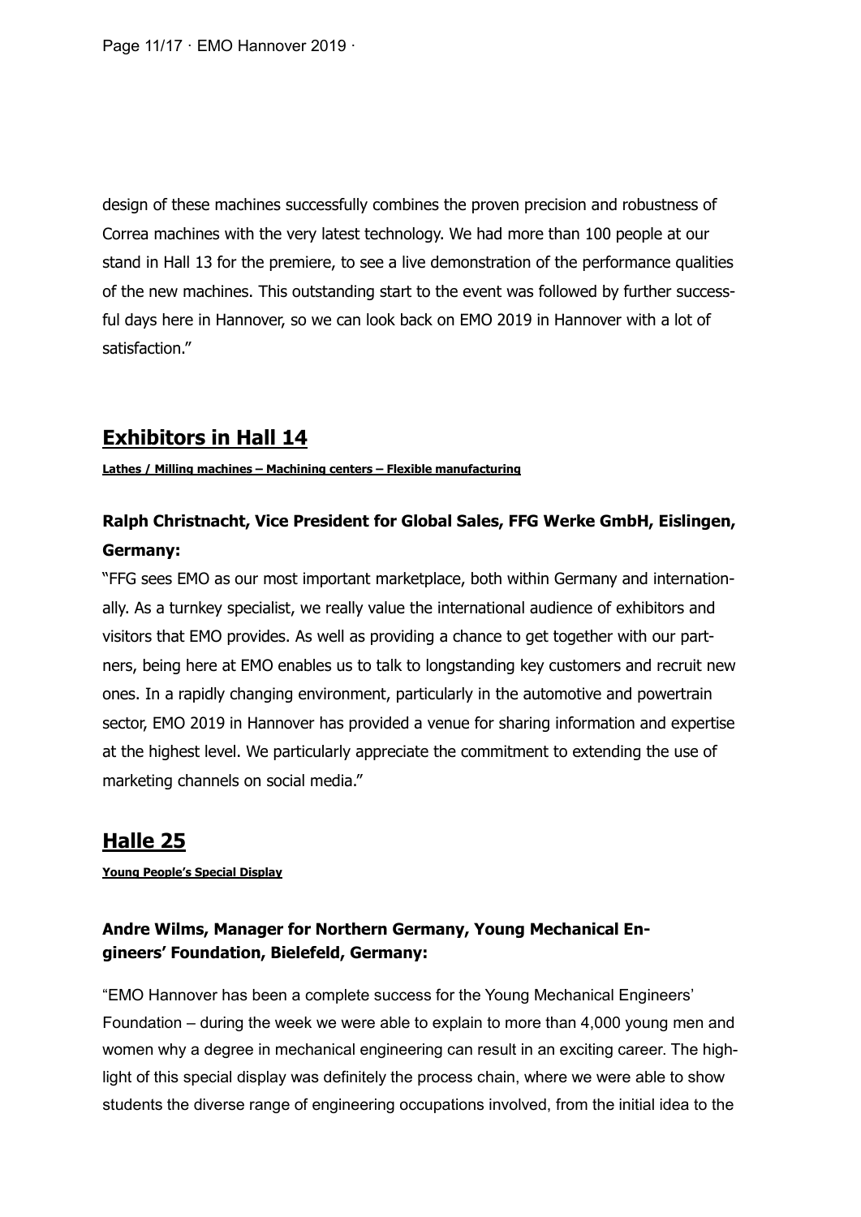design of these machines successfully combines the proven precision and robustness of Correa machines with the very latest technology. We had more than 100 people at our stand in Hall 13 for the premiere, to see a live demonstration of the performance qualities of the new machines. This outstanding start to the event was followed by further successful days here in Hannover, so we can look back on EMO 2019 in Hannover with a lot of satisfaction."

## Exhibitors in Hall 14

**Lathes / Milling machines – Machining centers – Flexible manufacturing**

### Ralph Christnacht, Vice President for Global Sales, FFG Werke GmbH, Eislingen, Germany:

"FFG sees EMO as our most important marketplace, both within Germany and internationally. As a turnkey specialist, we really value the international audience of exhibitors and visitors that EMO provides. As well as providing a chance to get together with our partners, being here at EMO enables us to talk to longstanding key customers and recruit new ones. In a rapidly changing environment, particularly in the automotive and powertrain sector, EMO 2019 in Hannover has provided a venue for sharing information and expertise at the highest level. We particularly appreciate the commitment to extending the use of marketing channels on social media."

## Halle 25

**Young People's Special Display**

### Andre Wilms, Manager for Northern Germany, Young Mechanical Engineers' Foundation, Bielefeld, Germany:

"EMO Hannover has been a complete success for the Young Mechanical Engineers' Foundation – during the week we were able to explain to more than 4,000 young men and women why a degree in mechanical engineering can result in an exciting career. The highlight of this special display was definitely the process chain, where we were able to show students the diverse range of engineering occupations involved, from the initial idea to the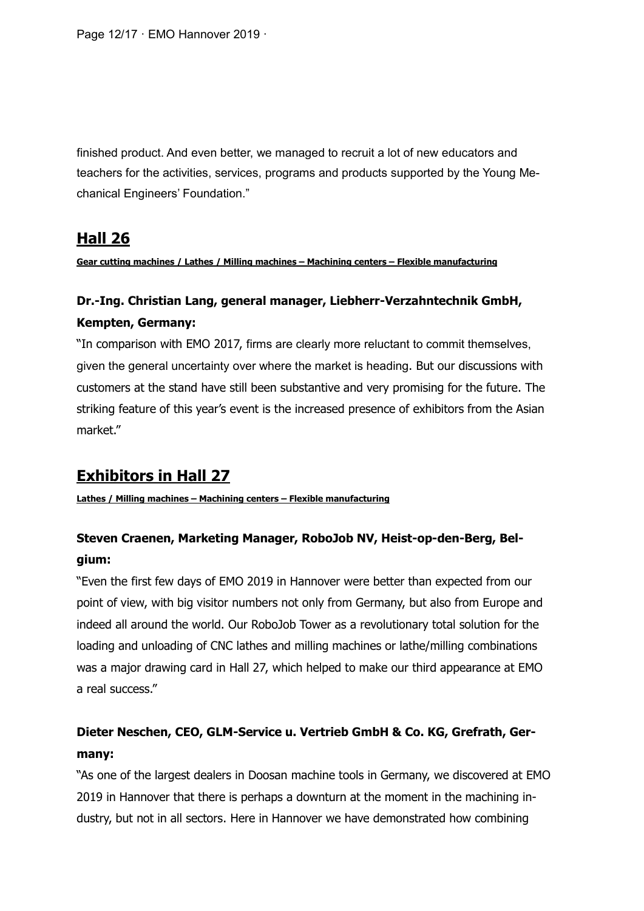finished product. And even better, we managed to recruit a lot of new educators and teachers for the activities, services, programs and products supported by the Young Mechanical Engineers' Foundation."

## Hall 26

**Gear cutting machines / Lathes / Milling machines – Machining centers – Flexible manufacturing**

### Dr.-Ing. Christian Lang, general manager, Liebherr-Verzahntechnik GmbH, Kempten, Germany:

"In comparison with EMO 2017, firms are clearly more reluctant to commit themselves, given the general uncertainty over where the market is heading. But our discussions with customers at the stand have still been substantive and very promising for the future. The striking feature of this year's event is the increased presence of exhibitors from the Asian market."

## Exhibitors in Hall 27

**Lathes / Milling machines – Machining centers – Flexible manufacturing**

### Steven Craenen, Marketing Manager, RoboJob NV, Heist-op-den-Berg, Belgium:

"Even the first few days of EMO 2019 in Hannover were better than expected from our point of view, with big visitor numbers not only from Germany, but also from Europe and indeed all around the world. Our RoboJob Tower as a revolutionary total solution for the loading and unloading of CNC lathes and milling machines or lathe/milling combinations was a major drawing card in Hall 27, which helped to make our third appearance at EMO a real success."

### Dieter Neschen, CEO, GLM-Service u. Vertrieb GmbH & Co. KG, Grefrath, Germany:

"As one of the largest dealers in Doosan machine tools in Germany, we discovered at EMO 2019 in Hannover that there is perhaps a downturn at the moment in the machining industry, but not in all sectors. Here in Hannover we have demonstrated how combining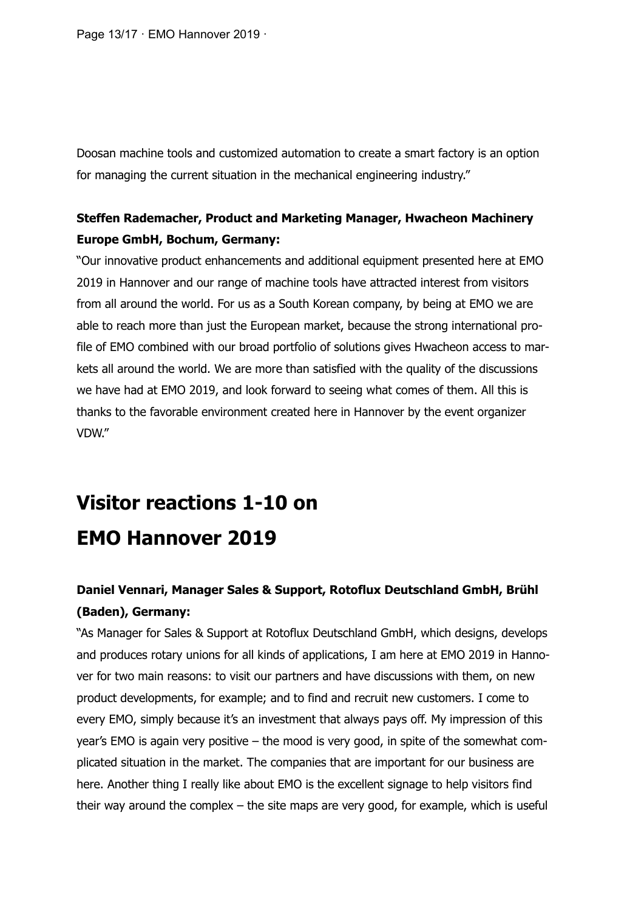Doosan machine tools and customized automation to create a smart factory is an option for managing the current situation in the mechanical engineering industry."

**Steffen Rademacher, Product and Marketing Manager, Hwacheon Machinery Europe GmbH, Bochum, Germany:**

"Our innovative product enhancements and additional equipment presented here at EMO 2019 in Hannover and our range of machine tools have attracted interest from visitors from all around the world. For us as a South Korean company, by being at EMO we are able to reach more than just the European market, because the strong international profile of EMO combined with our broad portfolio of solutions gives Hwacheon access to markets all around the world. We are more than satisfied with the quality of the discussions we have had at EMO 2019, and look forward to seeing what comes of them. All this is thanks to the favorable environment created here in Hannover by the event organizer VDW."

# Visitor reactions 1-10 on EMO Hannover 2019

**Daniel Vennari, Manager Sales & Support, Rotoflux Deutschland GmbH, Brühl (Baden), Germany:**

"As Manager for Sales & Support at Rotoflux Deutschland GmbH, which designs, develops and produces rotary unions for all kinds of applications, I am here at EMO 2019 in Hannover for two main reasons: to visit our partners and have discussions with them, on new product developments, for example; and to find and recruit new customers. I come to every EMO, simply because it's an investment that always pays off. My impression of this year's EMO is again very positive – the mood is very good, in spite of the somewhat complicated situation in the market. The companies that are important for our business are here. Another thing I really like about EMO is the excellent signage to help visitors find their way around the complex – the site maps are very good, for example, which is useful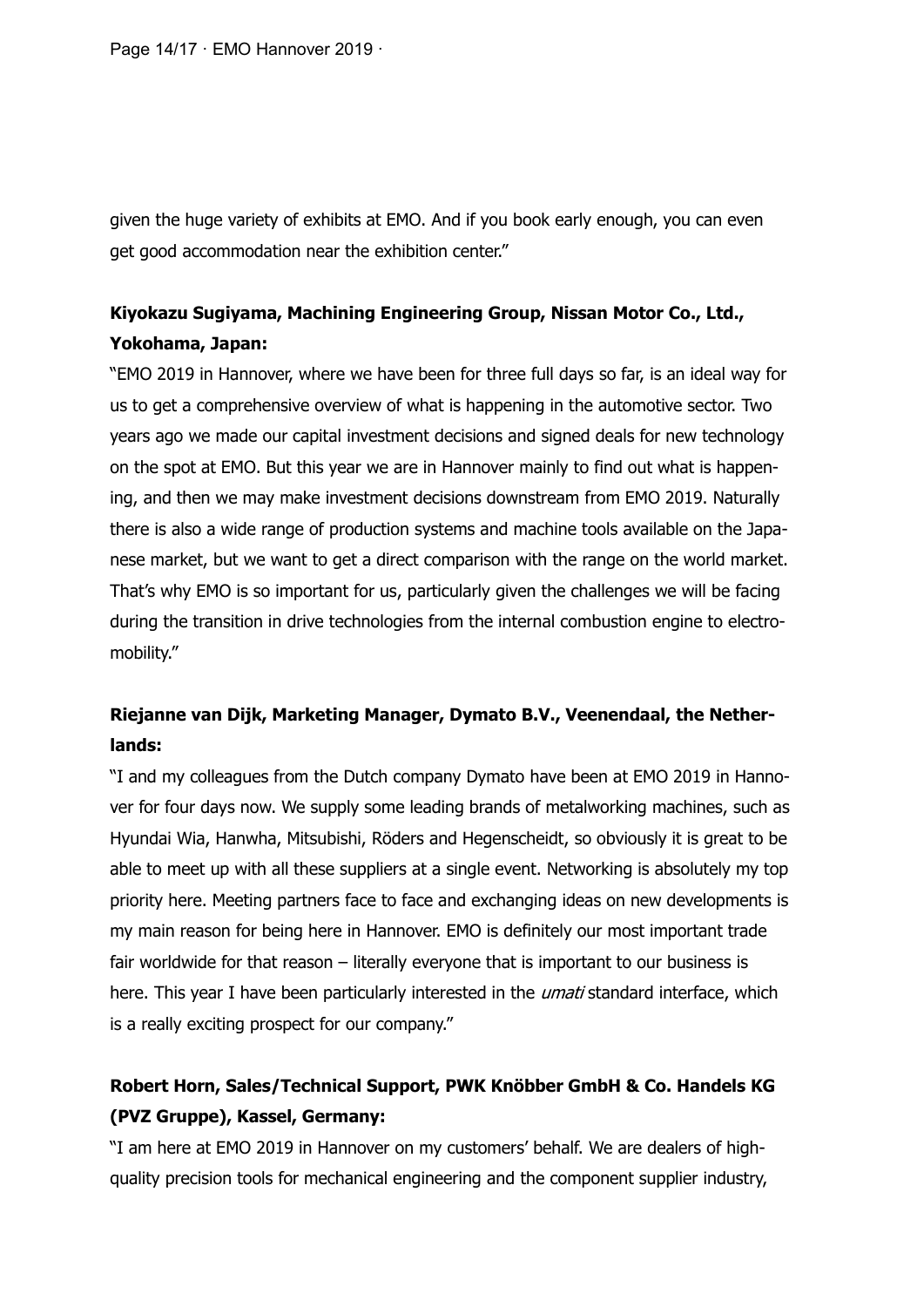given the huge variety of exhibits at EMO. And if you book early enough, you can even get good accommodation near the exhibition center."

**Kiyokazu Sugiyama, Machining Engineering Group, Nissan Motor Co., Ltd., Yokohama, Japan:**

"EMO 2019 in Hannover, where we have been for three full days so far, is an ideal way for us to get a comprehensive overview of what is happening in the automotive sector. Two years ago we made our capital investment decisions and signed deals for new technology on the spot at EMO. But this year we are in Hannover mainly to find out what is happening, and then we may make investment decisions downstream from EMO 2019. Naturally there is also a wide range of production systems and machine tools available on the Japanese market, but we want to get a direct comparison with the range on the world market. That's why EMO is so important for us, particularly given the challenges we will be facing during the transition in drive technologies from the internal combustion engine to electromobility."

**Riejanne van Dijk, Marketing Manager, Dymato B.V., Veenendaal, the Netherlands:**

"I and my colleagues from the Dutch company Dymato have been at EMO 2019 in Hannover for four days now. We supply some leading brands of metalworking machines, such as Hyundai Wia, Hanwha, Mitsubishi, Röders and Hegenscheidt, so obviously it is great to be able to meet up with all these suppliers at a single event. Networking is absolutely my top priority here. Meeting partners face to face and exchanging ideas on new developments is my main reason for being here in Hannover. EMO is definitely our most important trade fair worldwide for that reason – literally everyone that is important to our business is here. This year I have been particularly interested in the *umati* standard interface, which is a really exciting prospect for our company."

**Robert Horn, Sales/Technical Support, PWK Knöbber GmbH & Co. Handels KG (PVZ Gruppe), Kassel, Germany:**

"I am here at EMO 2019 in Hannover on my customers' behalf. We are dealers of high-quality precision tools for mechanical engineering and the component supplier industry,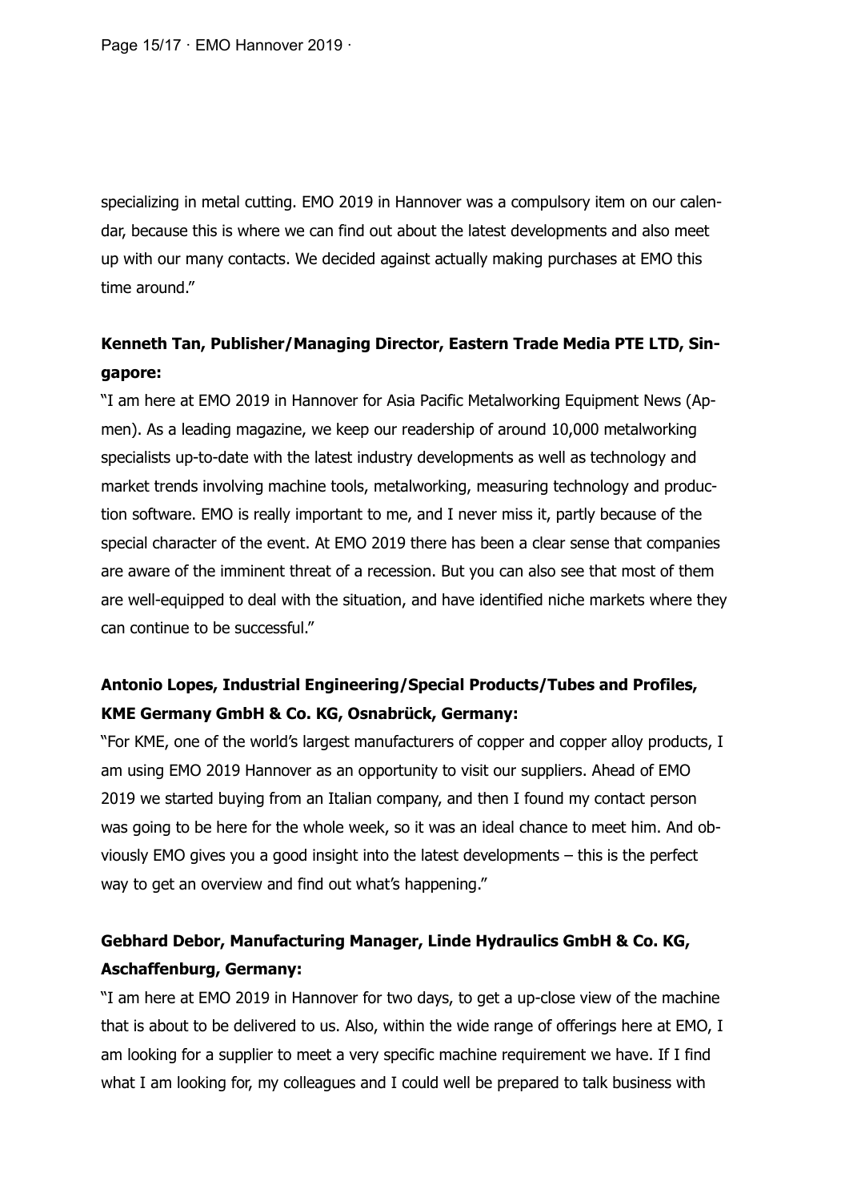specializing in metal cutting. EMO 2019 in Hannover was a compulsory item on our calendar, because this is where we can find out about the latest developments and also meet up with our many contacts. We decided against actually making purchases at EMO this time around."

**Kenneth Tan, Publisher/Managing Director, Eastern Trade Media PTE LTD, Singapore:**

"I am here at EMO 2019 in Hannover for Asia Pacific Metalworking Equipment News (Apmen). As a leading magazine, we keep our readership of around 10,000 metalworking specialists up-to-date with the latest industry developments as well as technology and market trends involving machine tools, metalworking, measuring technology and production software. EMO is really important to me, and I never miss it, partly because of the special character of the event. At EMO 2019 there has been a clear sense that companies are aware of the imminent threat of a recession. But you can also see that most of them are well-equipped to deal with the situation, and have identified niche markets where they can continue to be successful."

**Antonio Lopes, Industrial Engineering/Special Products/Tubes and Profiles, KME Germany GmbH & Co. KG, Osnabrück, Germany:**

"For KME, one of the world's largest manufacturers of copper and copper alloy products, I am using EMO 2019 Hannover as an opportunity to visit our suppliers. Ahead of EMO 2019 we started buying from an Italian company, and then I found my contact person was going to be here for the whole week, so it was an ideal chance to meet him. And obviously EMO gives you a good insight into the latest developments – this is the perfect way to get an overview and find out what's happening."

**Gebhard Debor, Manufacturing Manager, Linde Hydraulics GmbH & Co. KG, Aschaffenburg, Germany:**

"I am here at EMO 2019 in Hannover for two days, to get a up-close view of the machine that is about to be delivered to us. Also, within the wide range of offerings here at EMO, I am looking for a supplier to meet a very specific machine requirement we have. If I find what I am looking for, my colleagues and I could well be prepared to talk business with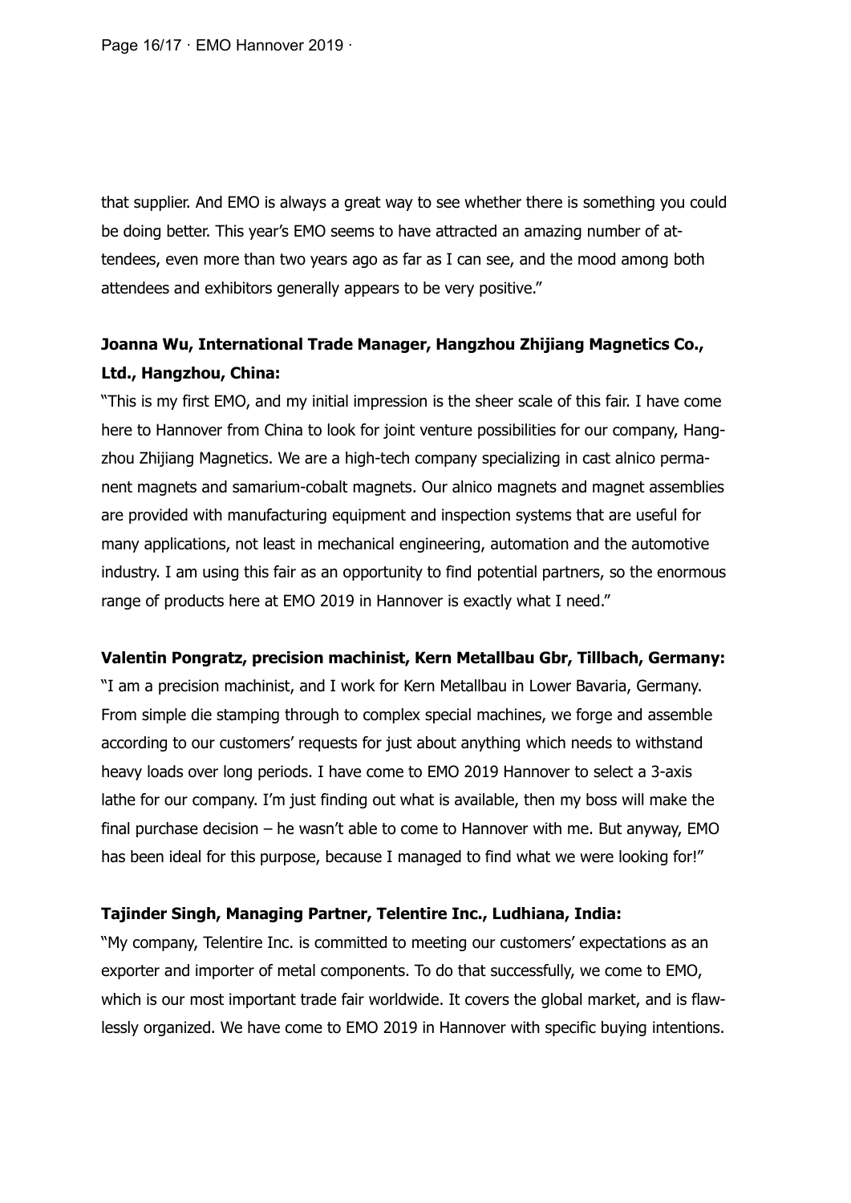that supplier. And EMO is always a great way to see whether there is something you could be doing better. This year's EMO seems to have attracted an amazing number of attendees, even more than two years ago as far as I can see, and the mood among both attendees and exhibitors generally appears to be very positive."

**Joanna Wu, International Trade Manager, Hangzhou Zhijiang Magnetics Co., Ltd., Hangzhou, China:**

"This is my first EMO, and my initial impression is the sheer scale of this fair. I have come here to Hannover from China to look for joint venture possibilities for our company, Hangzhou Zhijiang Magnetics. We are a high-tech company specializing in cast alnico permanent magnets and samarium-cobalt magnets. Our alnico magnets and magnet assemblies are provided with manufacturing equipment and inspection systems that are useful for many applications, not least in mechanical engineering, automation and the automotive industry. I am using this fair as an opportunity to find potential partners, so the enormous range of products here at EMO 2019 in Hannover is exactly what I need."

**Valentin Pongratz, precision machinist, Kern Metallbau Gbr, Tillbach, Germany:**

"I am a precision machinist, and I work for Kern Metallbau in Lower Bavaria, Germany. From simple die stamping through to complex special machines, we forge and assemble according to our customers' requests for just about anything which needs to withstand heavy loads over long periods. I have come to EMO 2019 Hannover to select a 3-axis lathe for our company. I'm just finding out what is available, then my boss will make the final purchase decision – he wasn't able to come to Hannover with me. But anyway, EMO has been ideal for this purpose, because I managed to find what we were looking for!"

**Tajinder Singh, Managing Partner, Telentire Inc., Ludhiana, India:**

"My company, Telentire Inc. is committed to meeting our customers' expectations as an exporter and importer of metal components. To do that successfully, we come to EMO, which is our most important trade fair worldwide. It covers the global market, and is flawlessly organized. We have come to EMO 2019 in Hannover with specific buying intentions.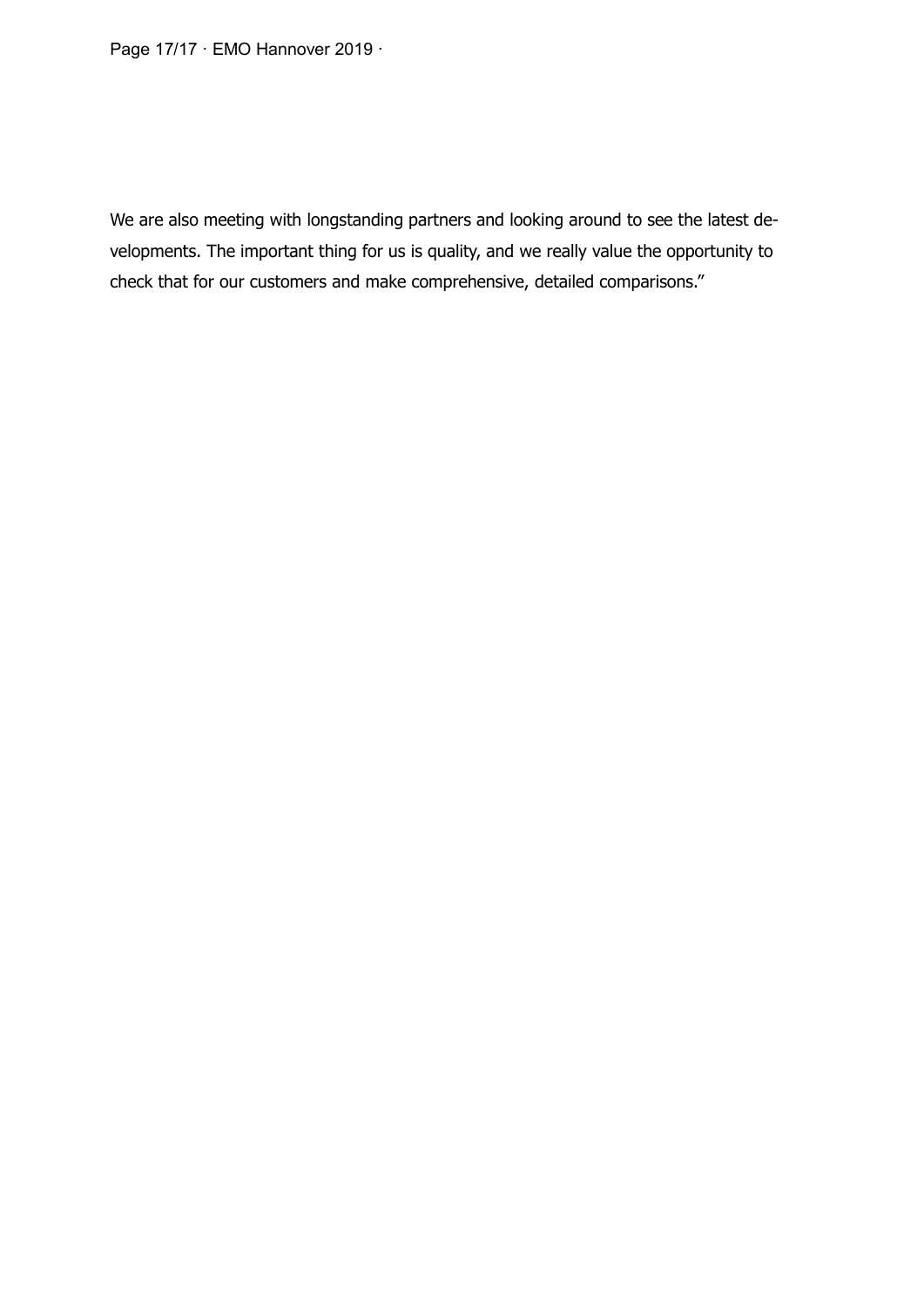We are also meeting with longstanding partners and looking around to see the latest developments. The important thing for us is quality, and we really value the opportunity to check that for our customers and make comprehensive, detailed comparisons."